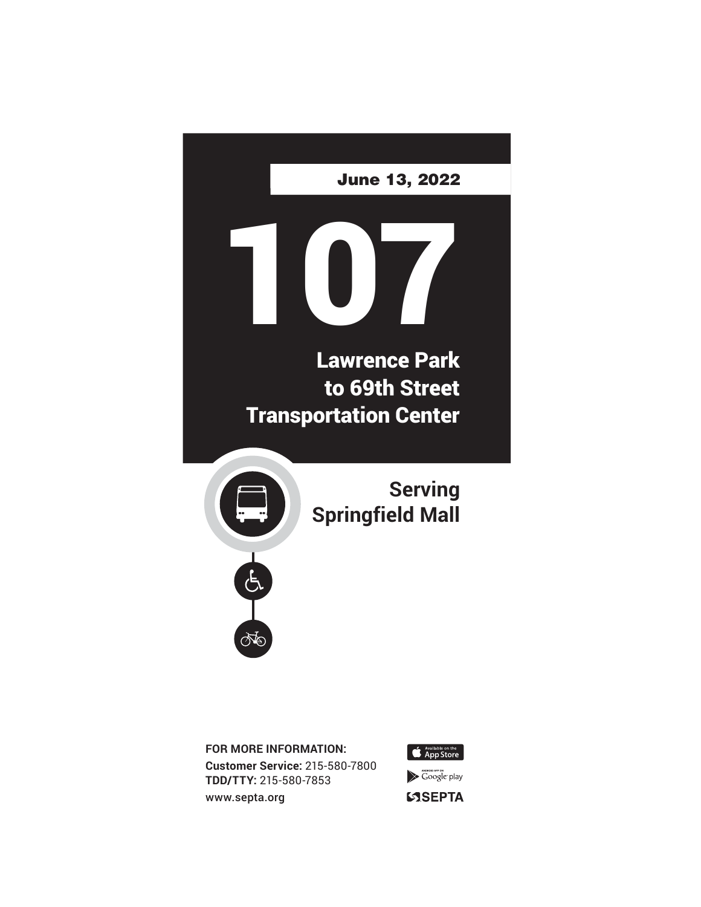June 13, 2022

# 107

## Lawrence Park to 69th Street Transportation Center

### Serving Springfield Mall

**FOR MORE INFORMATION:**
**Customer Service:** 215-580-7800
**TDD/TTY:** 215-580-7853
www.septa.org

Available on the App Store

Android App on Google play

SEPTA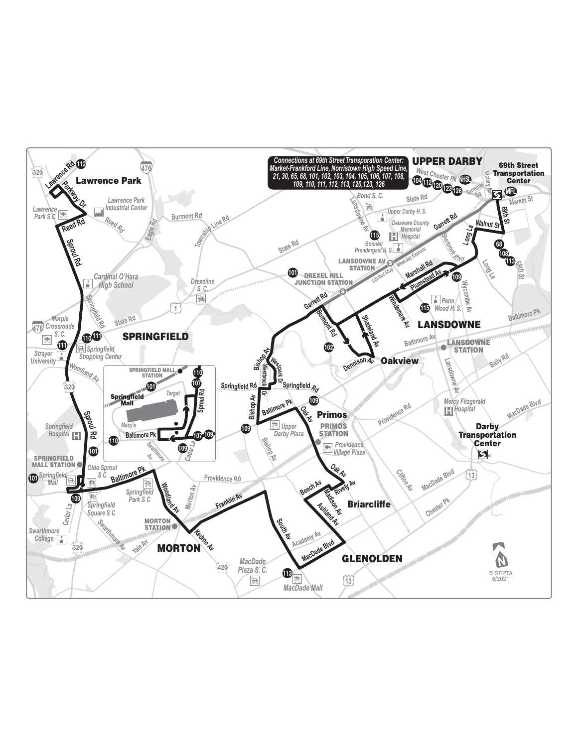Connections at 69th Street Transporation Center: Market-Frankford Line, Norristown High Speed Line, 21, 30, 65, 68, 101, 102, 103, 104, 105, 106, 107, 108, 109, 110, 111, 112, 113, 120, 123, 126

© SEPTA 6/2021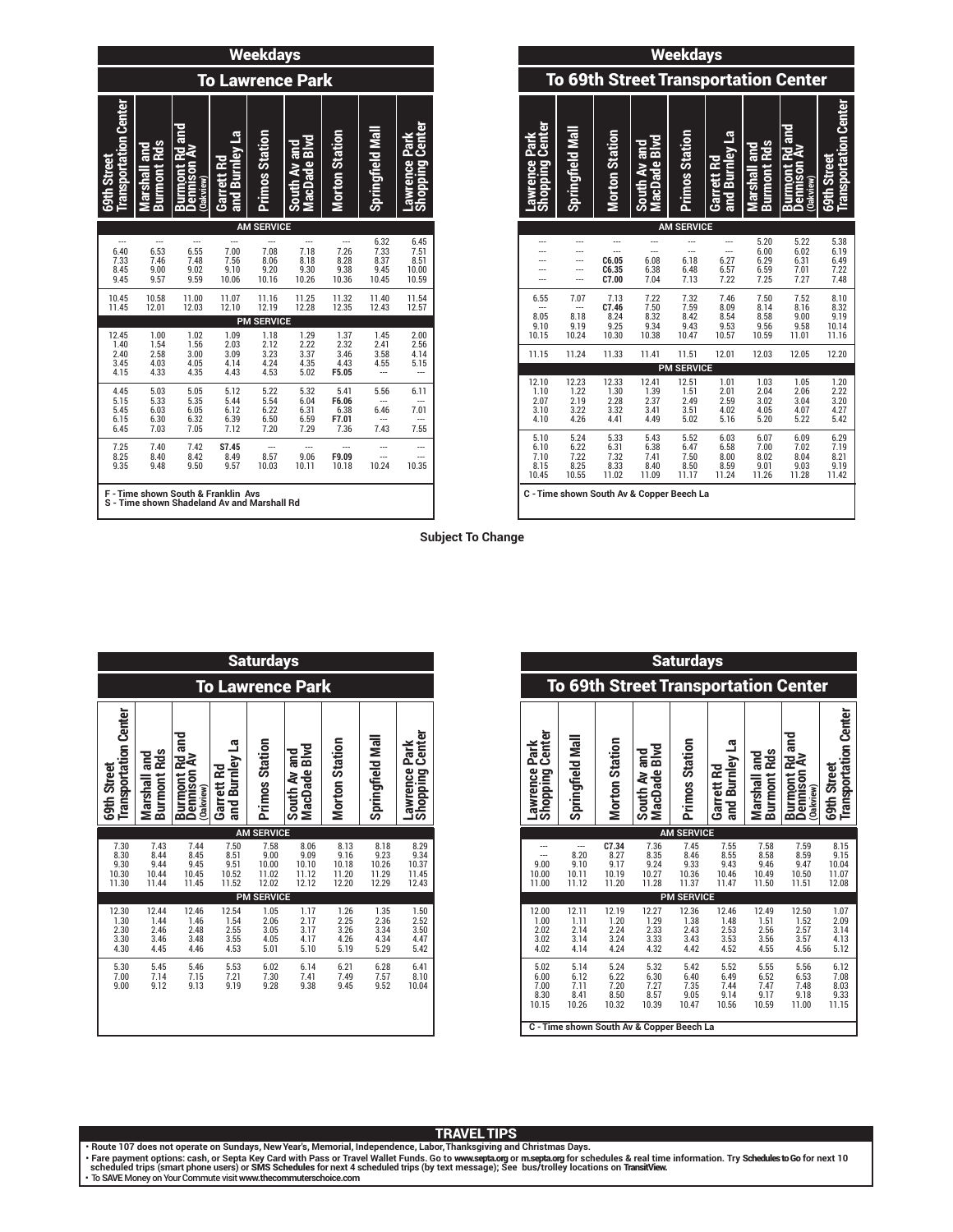## Weekdays

### To Lawrence Park

| 69th Street Transportation Center | Marshall and Burmont Rds | Burmont Rd and Dennison Av (Oakview) | Garrett Rd and Burnley La | Primos Station | South Av and MacDade Blvd | Morton Station | Springfield Mall | Lawrence Park Shopping Center |
|---|---|---|---|---|---|---|---|---|
| **AM SERVICE** | | | | | | | | |
| --- | --- | --- | --- | --- | --- | --- | 6.32 | 6.45 |
| 6.40 | 6.53 | 6.55 | 7.00 | 7.08 | 7.18 | 7.26 | 7.33 | 7.51 |
| 7.33 | 7.46 | 7.48 | 7.56 | 8.06 | 8.18 | 8.28 | 8.37 | 8.51 |
| 8.45 | 9.00 | 9.02 | 9.10 | 9.20 | 9.30 | 9.38 | 9.45 | 10.00 |
| 9.45 | 9.57 | 9.59 | 10.06 | 10.16 | 10.26 | 10.36 | 10.45 | 10.59 |
| 10.45 | 10.58 | 11.00 | 11.07 | 11.16 | 11.25 | 11.32 | 11.40 | 11.54 |
| 11.45 | 12.01 | 12.03 | 12.10 | 12.19 | 12.28 | 12.35 | 12.43 | 12.57 |
| **PM SERVICE** | | | | | | | | |
| 12.45 | 1.00 | 1.02 | 1.09 | 1.18 | 1.29 | 1.37 | 1.45 | 2.00 |
| 1.40 | 1.54 | 1.56 | 2.03 | 2.12 | 2.22 | 2.32 | 2.41 | 2.56 |
| 2.40 | 2.58 | 3.00 | 3.09 | 3.23 | 3.37 | 3.46 | 3.58 | 4.14 |
| 3.45 | 4.03 | 4.05 | 4.14 | 4.24 | 4.35 | 4.43 | 4.55 | 5.15 |
| 4.15 | 4.33 | 4.35 | 4.43 | 4.53 | 5.02 | **F5.05** | --- | --- |
| 4.45 | 5.03 | 5.05 | 5.12 | 5.22 | 5.32 | 5.41 | 5.56 | 6.11 |
| 5.15 | 5.33 | 5.35 | 5.44 | 5.54 | 6.04 | **F6.06** | --- | --- |
| 5.45 | 6.03 | 6.05 | 6.12 | 6.22 | 6.31 | 6.38 | 6.46 | 7.01 |
| 6.15 | 6.30 | 6.32 | 6.39 | 6.50 | 6.59 | **F7.01** | --- | --- |
| 6.45 | 7.03 | 7.05 | 7.12 | 7.20 | 7.29 | 7.36 | 7.43 | 7.55 |
| 7.25 | 7.40 | 7.42 | **S7.45** | --- | --- | --- | --- | --- |
| 8.25 | 8.40 | 8.42 | 8.49 | 8.57 | 9.06 | **F9.09** | --- | --- |
| 9.35 | 9.48 | 9.50 | 9.57 | 10.03 | 10.11 | 10.18 | 10.24 | 10.35 |

F - Time shown South & Franklin Avs
S - Time shown Shadeland Av and Marshall Rd

## Weekdays

### To 69th Street Transportation Center

| Lawrence Park Shopping Center | Springfield Mall | Morton Station | South Av and MacDade Blvd | Primos Station | Garrett Rd and Burnley La | Marshall and Burmont Rds | Burmont Rd and Dennison Av (Oakview) | 69th Street Transportation Center |
|---|---|---|---|---|---|---|---|---|
| **AM SERVICE** | | | | | | | | |
| --- | --- | --- | --- | --- | --- | 5.20 | 5.22 | 5.38 |
| --- | --- | --- | --- | --- | --- | 6.00 | 6.02 | 6.19 |
| --- | --- | **C6.05** | 6.08 | 6.18 | 6.27 | 6.29 | 6.31 | 6.49 |
| --- | --- | **C6.35** | 6.38 | 6.48 | 6.57 | 6.59 | 7.01 | 7.22 |
| --- | --- | **C7.00** | 7.04 | 7.13 | 7.22 | 7.25 | 7.27 | 7.48 |
| 6.55 | 7.07 | 7.13 | 7.22 | 7.32 | 7.46 | 7.50 | 7.52 | 8.10 |
| --- | --- | **C7.46** | 7.50 | 7.59 | 8.09 | 8.14 | 8.16 | 8.32 |
| 8.05 | 8.18 | 8.24 | 8.32 | 8.42 | 8.54 | 8.58 | 9.00 | 9.19 |
| 9.10 | 9.19 | 9.25 | 9.34 | 9.43 | 9.53 | 9.56 | 9.58 | 10.14 |
| 10.15 | 10.24 | 10.30 | 10.38 | 10.47 | 10.57 | 10.59 | 11.01 | 11.16 |
| 11.15 | 11.24 | 11.33 | 11.41 | 11.51 | 12.01 | 12.03 | 12.05 | 12.20 |
| **PM SERVICE** | | | | | | | | |
| 12.10 | 12.23 | 12.33 | 12.41 | 12.51 | 1.01 | 1.03 | 1.05 | 1.20 |
| 1.10 | 1.22 | 1.30 | 1.39 | 1.51 | 2.01 | 2.04 | 2.06 | 2.22 |
| 2.07 | 2.19 | 2.28 | 2.37 | 2.49 | 2.59 | 3.02 | 3.04 | 3.20 |
| 3.10 | 3.22 | 3.32 | 3.41 | 3.51 | 4.02 | 4.05 | 4.07 | 4.27 |
| 4.10 | 4.26 | 4.41 | 4.49 | 5.02 | 5.16 | 5.20 | 5.22 | 5.42 |
| 5.10 | 5.24 | 5.33 | 5.43 | 5.52 | 6.03 | 6.07 | 6.09 | 6.29 |
| 6.10 | 6.22 | 6.31 | 6.38 | 6.47 | 6.58 | 7.00 | 7.02 | 7.19 |
| 7.10 | 7.22 | 7.32 | 7.41 | 7.50 | 8.00 | 8.02 | 8.04 | 8.21 |
| 8.15 | 8.25 | 8.33 | 8.40 | 8.50 | 8.59 | 9.01 | 9.03 | 9.19 |
| 10.45 | 10.55 | 11.02 | 11.09 | 11.17 | 11.24 | 11.26 | 11.28 | 11.42 |

C - Time shown South Av & Copper Beech La

**Subject To Change**

## Saturdays

### To Lawrence Park

| 69th Street Transportation Center | Marshall and Burmont Rds | Burmont Rd and Dennison Av (Oakview) | Garrett Rd and Burnley La | Primos Station | South Av and MacDade Blvd | Morton Station | Springfield Mall | Lawrence Park Shopping Center |
|---|---|---|---|---|---|---|---|---|
| **AM SERVICE** | | | | | | | | |
| 7.30 | 7.43 | 7.44 | 7.50 | 7.58 | 8.06 | 8.13 | 8.18 | 8.29 |
| 8.30 | 8.44 | 8.45 | 8.51 | 9.00 | 9.09 | 9.16 | 9.23 | 9.34 |
| 9.30 | 9.44 | 9.45 | 9.51 | 10.00 | 10.10 | 10.18 | 10.26 | 10.37 |
| 10.30 | 10.44 | 10.45 | 10.52 | 11.02 | 11.12 | 11.20 | 11.29 | 11.45 |
| 11.30 | 11.44 | 11.45 | 11.52 | 12.02 | 12.12 | 12.20 | 12.29 | 12.43 |
| **PM SERVICE** | | | | | | | | |
| 12.30 | 12.44 | 12.46 | 12.54 | 1.05 | 1.17 | 1.26 | 1.35 | 1.50 |
| 1.30 | 1.44 | 1.46 | 1.54 | 2.06 | 2.17 | 2.25 | 2.36 | 2.52 |
| 2.30 | 2.46 | 2.48 | 2.55 | 3.05 | 3.17 | 3.26 | 3.34 | 3.50 |
| 3.30 | 3.46 | 3.48 | 3.55 | 4.05 | 4.17 | 4.26 | 4.34 | 4.47 |
| 4.30 | 4.45 | 4.46 | 4.53 | 5.01 | 5.10 | 5.19 | 5.29 | 5.42 |
| 5.30 | 5.45 | 5.46 | 5.53 | 6.02 | 6.14 | 6.21 | 6.28 | 6.41 |
| 7.00 | 7.14 | 7.15 | 7.21 | 7.30 | 7.41 | 7.49 | 7.57 | 8.10 |
| 9.00 | 9.12 | 9.13 | 9.19 | 9.28 | 9.38 | 9.45 | 9.52 | 10.04 |

## Saturdays

### To 69th Street Transportation Center

| Lawrence Park Shopping Center | Springfield Mall | Morton Station | South Av and MacDade Blvd | Primos Station | Garrett Rd and Burnley La | Marshall and Burmont Rds | Burmont Rd and Dennison Av (Oakview) | 69th Street Transportation Center |
|---|---|---|---|---|---|---|---|---|
| **AM SERVICE** | | | | | | | | |
| --- | --- | **C7.34** | 7.36 | 7.45 | 7.55 | 7.58 | 7.59 | 8.15 |
| --- | 8.20 | 8.27 | 8.35 | 8.46 | 8.55 | 8.58 | 8.59 | 9.15 |
| 9.00 | 9.10 | 9.17 | 9.24 | 9.33 | 9.43 | 9.46 | 9.47 | 10.04 |
| 10.00 | 10.11 | 10.19 | 10.27 | 10.36 | 10.46 | 10.49 | 10.50 | 11.07 |
| 11.00 | 11.12 | 11.20 | 11.28 | 11.37 | 11.47 | 11.50 | 11.51 | 12.08 |
| **PM SERVICE** | | | | | | | | |
| 12.00 | 12.11 | 12.19 | 12.27 | 12.36 | 12.46 | 12.49 | 12.50 | 1.07 |
| 1.00 | 1.11 | 1.20 | 1.29 | 1.38 | 1.48 | 1.51 | 1.52 | 2.09 |
| 2.02 | 2.14 | 2.24 | 2.33 | 2.43 | 2.53 | 2.56 | 2.57 | 3.14 |
| 3.02 | 3.14 | 3.24 | 3.33 | 3.43 | 3.53 | 3.56 | 3.57 | 4.13 |
| 4.02 | 4.14 | 4.24 | 4.32 | 4.42 | 4.52 | 4.55 | 4.56 | 5.12 |
| 5.02 | 5.14 | 5.24 | 5.32 | 5.42 | 5.52 | 5.55 | 5.56 | 6.12 |
| 6.00 | 6.12 | 6.22 | 6.30 | 6.40 | 6.49 | 6.52 | 6.53 | 7.08 |
| 7.00 | 7.11 | 7.20 | 7.27 | 7.35 | 7.44 | 7.47 | 7.48 | 8.03 |
| 8.30 | 8.41 | 8.50 | 8.57 | 9.05 | 9.14 | 9.17 | 9.18 | 9.33 |
| 10.15 | 10.26 | 10.32 | 10.39 | 10.47 | 10.56 | 10.59 | 11.00 | 11.15 |

C - Time shown South Av & Copper Beech La

## TRAVEL TIPS

- **Route 107 does not operate on Sundays, New Year's, Memorial, Independence, Labor, Thanksgiving and Christmas Days.**
- **Fare payment options: cash, or Septa Key Card with Pass or Travel Wallet Funds. Go to www.septa.org or m.septa.org for schedules & real time information. Try Schedules to Go for next 10 scheduled trips (smart phone users) or SMS Schedules for next 4 scheduled trips (by text message); See bus/trolley locations on TransitView.**
- To SAVE Money on Your Commute visit **www.thecommuterschoice.com**